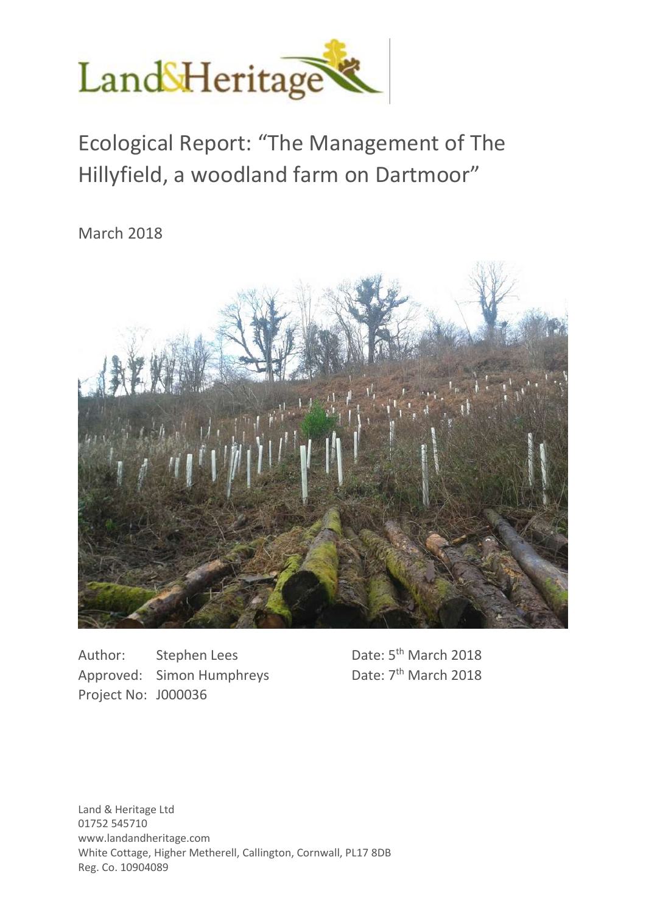Land&Heritage

# Ecological Report: "The Management of The Hillyfield, a woodland farm on Dartmoor"

March 2018

Author: Stephen Lees
Approved: Simon Humphreys
Project No: J000036

Date: 5th March 2018
Date: 7th March 2018

Land & Heritage Ltd
01752 545710
www.landandheritage.com
White Cottage, Higher Metherell, Callington, Cornwall, PL17 8DB
Reg. Co. 10904089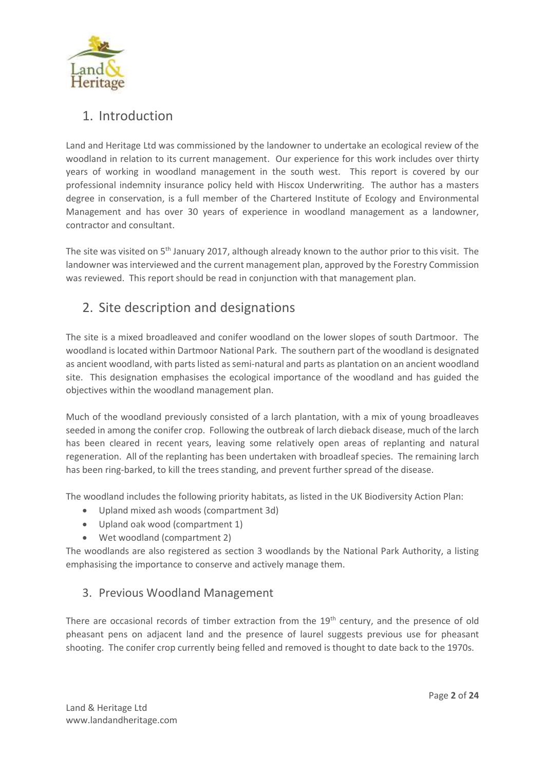## 1. Introduction

Land and Heritage Ltd was commissioned by the landowner to undertake an ecological review of the woodland in relation to its current management. Our experience for this work includes over thirty years of working in woodland management in the south west. This report is covered by our professional indemnity insurance policy held with Hiscox Underwriting. The author has a masters degree in conservation, is a full member of the Chartered Institute of Ecology and Environmental Management and has over 30 years of experience in woodland management as a landowner, contractor and consultant.

The site was visited on 5th January 2017, although already known to the author prior to this visit. The landowner was interviewed and the current management plan, approved by the Forestry Commission was reviewed. This report should be read in conjunction with that management plan.

## 2. Site description and designations

The site is a mixed broadleaved and conifer woodland on the lower slopes of south Dartmoor. The woodland is located within Dartmoor National Park. The southern part of the woodland is designated as ancient woodland, with parts listed as semi-natural and parts as plantation on an ancient woodland site. This designation emphasises the ecological importance of the woodland and has guided the objectives within the woodland management plan.

Much of the woodland previously consisted of a larch plantation, with a mix of young broadleaves seeded in among the conifer crop. Following the outbreak of larch dieback disease, much of the larch has been cleared in recent years, leaving some relatively open areas of replanting and natural regeneration. All of the replanting has been undertaken with broadleaf species. The remaining larch has been ring-barked, to kill the trees standing, and prevent further spread of the disease.

The woodland includes the following priority habitats, as listed in the UK Biodiversity Action Plan:

- Upland mixed ash woods (compartment 3d)
- Upland oak wood (compartment 1)
- Wet woodland (compartment 2)

The woodlands are also registered as section 3 woodlands by the National Park Authority, a listing emphasising the importance to conserve and actively manage them.

### 3. Previous Woodland Management

There are occasional records of timber extraction from the 19th century, and the presence of old pheasant pens on adjacent land and the presence of laurel suggests previous use for pheasant shooting. The conifer crop currently being felled and removed is thought to date back to the 1970s.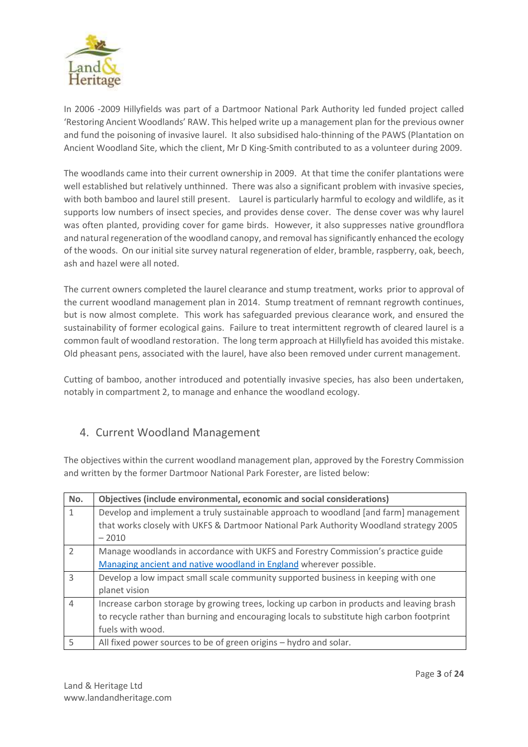In 2006 -2009 Hillyfields was part of a Dartmoor National Park Authority led funded project called 'Restoring Ancient Woodlands' RAW. This helped write up a management plan for the previous owner and fund the poisoning of invasive laurel. It also subsidised halo-thinning of the PAWS (Plantation on Ancient Woodland Site, which the client, Mr D King-Smith contributed to as a volunteer during 2009.

The woodlands came into their current ownership in 2009. At that time the conifer plantations were well established but relatively unthinned. There was also a significant problem with invasive species, with both bamboo and laurel still present. Laurel is particularly harmful to ecology and wildlife, as it supports low numbers of insect species, and provides dense cover. The dense cover was why laurel was often planted, providing cover for game birds. However, it also suppresses native groundflora and natural regeneration of the woodland canopy, and removal has significantly enhanced the ecology of the woods. On our initial site survey natural regeneration of elder, bramble, raspberry, oak, beech, ash and hazel were all noted.

The current owners completed the laurel clearance and stump treatment, works prior to approval of the current woodland management plan in 2014. Stump treatment of remnant regrowth continues, but is now almost complete. This work has safeguarded previous clearance work, and ensured the sustainability of former ecological gains. Failure to treat intermittent regrowth of cleared laurel is a common fault of woodland restoration. The long term approach at Hillyfield has avoided this mistake. Old pheasant pens, associated with the laurel, have also been removed under current management.

Cutting of bamboo, another introduced and potentially invasive species, has also been undertaken, notably in compartment 2, to manage and enhance the woodland ecology.

## 4. Current Woodland Management

The objectives within the current woodland management plan, approved by the Forestry Commission and written by the former Dartmoor National Park Forester, are listed below:

| No. | Objectives (include environmental, economic and social considerations) |
|---|---|
| 1 | Develop and implement a truly sustainable approach to woodland [and farm] management that works closely with UKFS & Dartmoor National Park Authority Woodland strategy 2005 – 2010 |
| 2 | Manage woodlands in accordance with UKFS and Forestry Commission's practice guide Managing ancient and native woodland in England wherever possible. |
| 3 | Develop a low impact small scale community supported business in keeping with one planet vision |
| 4 | Increase carbon storage by growing trees, locking up carbon in products and leaving brash to recycle rather than burning and encouraging locals to substitute high carbon footprint fuels with wood. |
| 5 | All fixed power sources to be of green origins – hydro and solar. |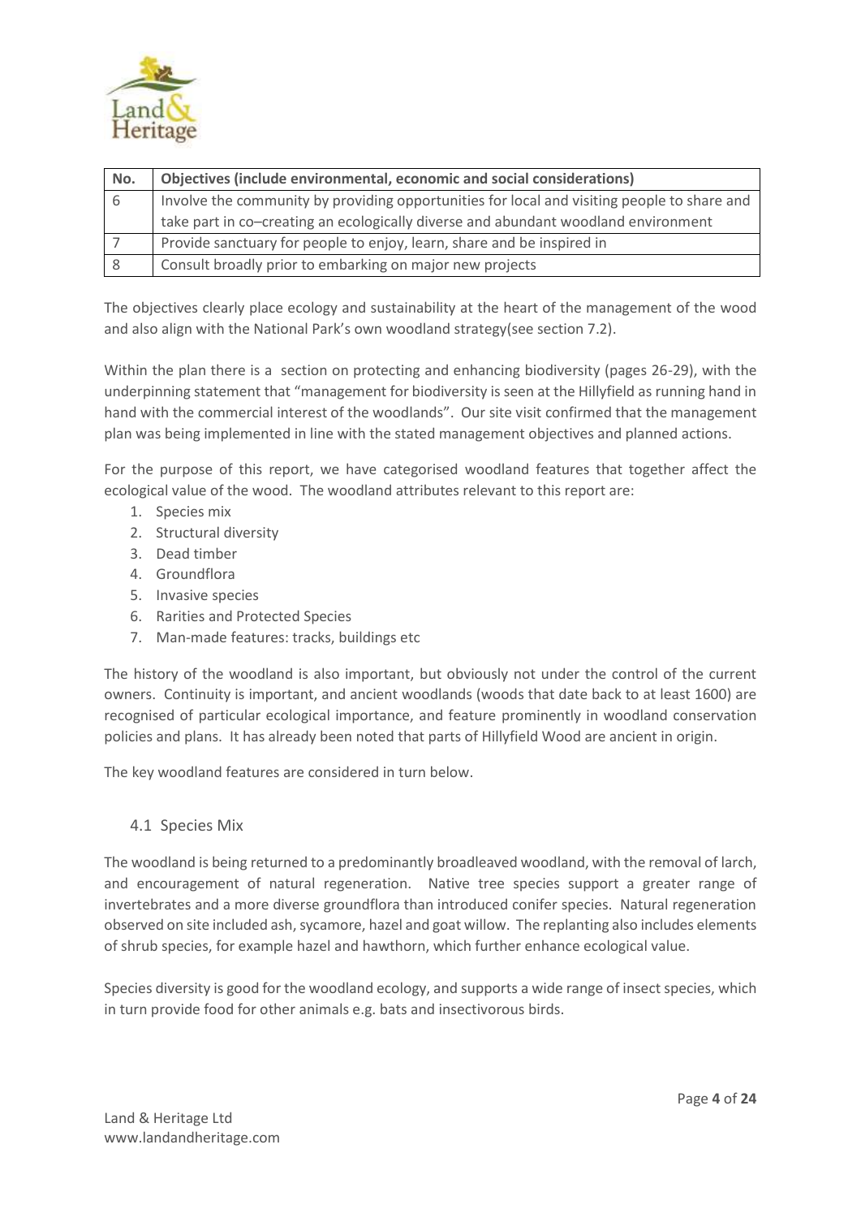| No. | Objectives (include environmental, economic and social considerations) |
|---|---|
| 6 | Involve the community by providing opportunities for local and visiting people to share and take part in co–creating an ecologically diverse and abundant woodland environment |
| 7 | Provide sanctuary for people to enjoy, learn, share and be inspired in |
| 8 | Consult broadly prior to embarking on major new projects |

The objectives clearly place ecology and sustainability at the heart of the management of the wood and also align with the National Park's own woodland strategy(see section 7.2).

Within the plan there is a section on protecting and enhancing biodiversity (pages 26-29), with the underpinning statement that "management for biodiversity is seen at the Hillyfield as running hand in hand with the commercial interest of the woodlands". Our site visit confirmed that the management plan was being implemented in line with the stated management objectives and planned actions.

For the purpose of this report, we have categorised woodland features that together affect the ecological value of the wood. The woodland attributes relevant to this report are:

1. Species mix
2. Structural diversity
3. Dead timber
4. Groundflora
5. Invasive species
6. Rarities and Protected Species
7. Man-made features: tracks, buildings etc

The history of the woodland is also important, but obviously not under the control of the current owners. Continuity is important, and ancient woodlands (woods that date back to at least 1600) are recognised of particular ecological importance, and feature prominently in woodland conservation policies and plans. It has already been noted that parts of Hillyfield Wood are ancient in origin.

The key woodland features are considered in turn below.

## 4.1 Species Mix

The woodland is being returned to a predominantly broadleaved woodland, with the removal of larch, and encouragement of natural regeneration. Native tree species support a greater range of invertebrates and a more diverse groundflora than introduced conifer species. Natural regeneration observed on site included ash, sycamore, hazel and goat willow. The replanting also includes elements of shrub species, for example hazel and hawthorn, which further enhance ecological value.

Species diversity is good for the woodland ecology, and supports a wide range of insect species, which in turn provide food for other animals e.g. bats and insectivorous birds.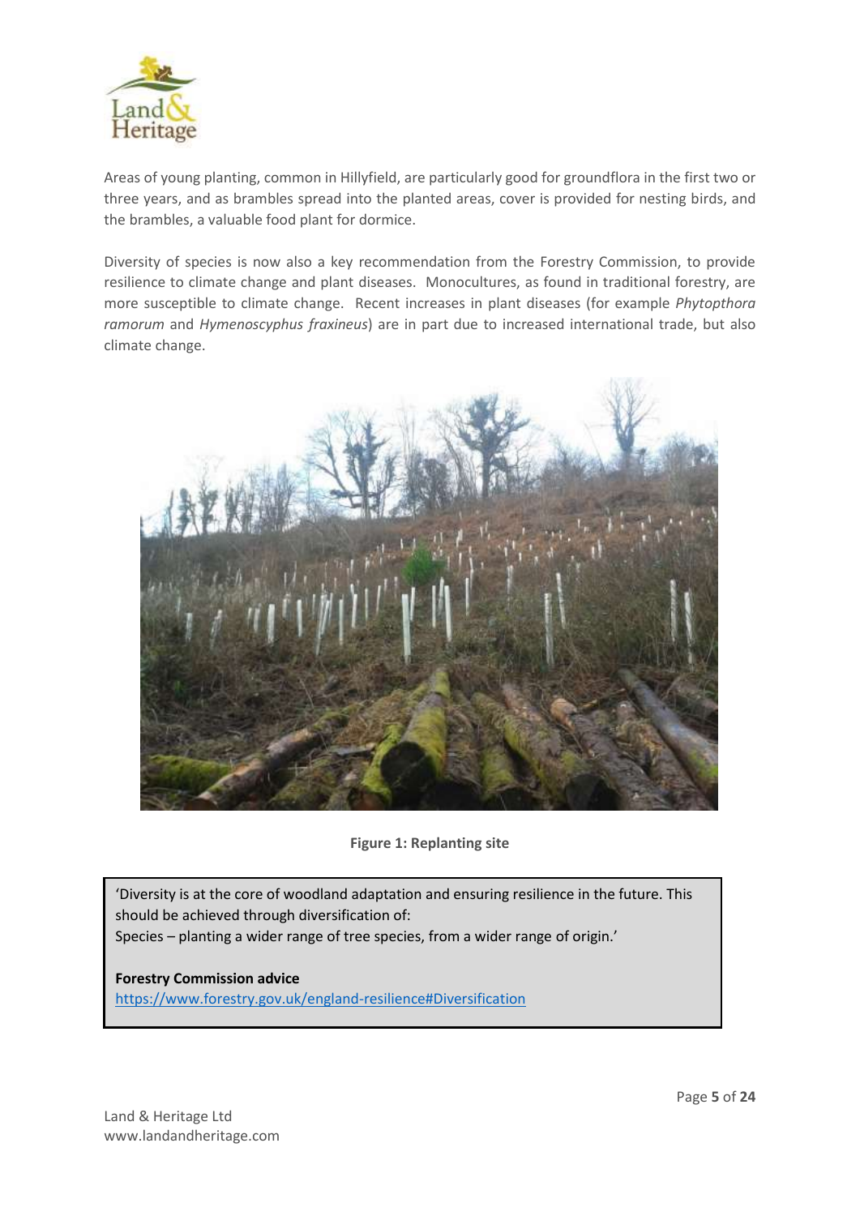Areas of young planting, common in Hillyfield, are particularly good for groundflora in the first two or three years, and as brambles spread into the planted areas, cover is provided for nesting birds, and the brambles, a valuable food plant for dormice.

Diversity of species is now also a key recommendation from the Forestry Commission, to provide resilience to climate change and plant diseases. Monocultures, as found in traditional forestry, are more susceptible to climate change. Recent increases in plant diseases (for example *Phytopthora ramorum* and *Hymenoscyphus fraxineus*) are in part due to increased international trade, but also climate change.

**Figure 1: Replanting site**

> 'Diversity is at the core of woodland adaptation and ensuring resilience in the future. This should be achieved through diversification of:
> Species – planting a wider range of tree species, from a wider range of origin.'
>
> **Forestry Commission advice**
> https://www.forestry.gov.uk/england-resilience#Diversification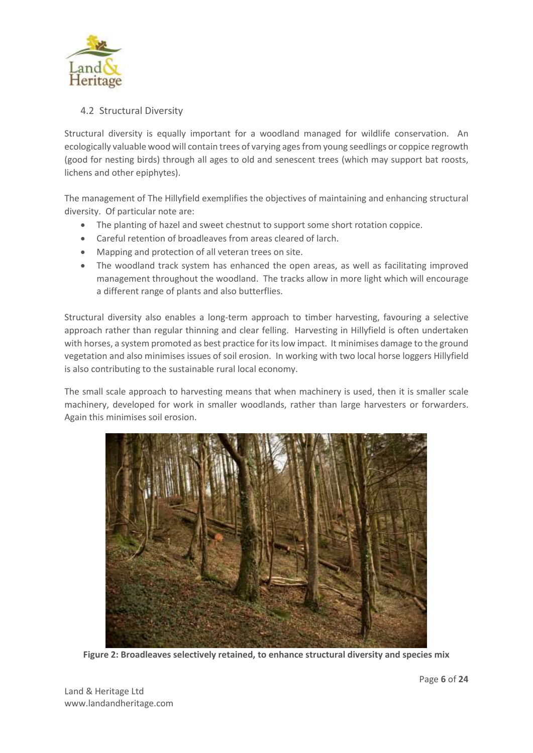## 4.2 Structural Diversity

Structural diversity is equally important for a woodland managed for wildlife conservation. An ecologically valuable wood will contain trees of varying ages from young seedlings or coppice regrowth (good for nesting birds) through all ages to old and senescent trees (which may support bat roosts, lichens and other epiphytes).

The management of The Hillyfield exemplifies the objectives of maintaining and enhancing structural diversity. Of particular note are:

- The planting of hazel and sweet chestnut to support some short rotation coppice.
- Careful retention of broadleaves from areas cleared of larch.
- Mapping and protection of all veteran trees on site.
- The woodland track system has enhanced the open areas, as well as facilitating improved management throughout the woodland. The tracks allow in more light which will encourage a different range of plants and also butterflies.

Structural diversity also enables a long-term approach to timber harvesting, favouring a selective approach rather than regular thinning and clear felling. Harvesting in Hillyfield is often undertaken with horses, a system promoted as best practice for its low impact. It minimises damage to the ground vegetation and also minimises issues of soil erosion. In working with two local horse loggers Hillyfield is also contributing to the sustainable rural local economy.

The small scale approach to harvesting means that when machinery is used, then it is smaller scale machinery, developed for work in smaller woodlands, rather than large harvesters or forwarders. Again this minimises soil erosion.

**Figure 2: Broadleaves selectively retained, to enhance structural diversity and species mix**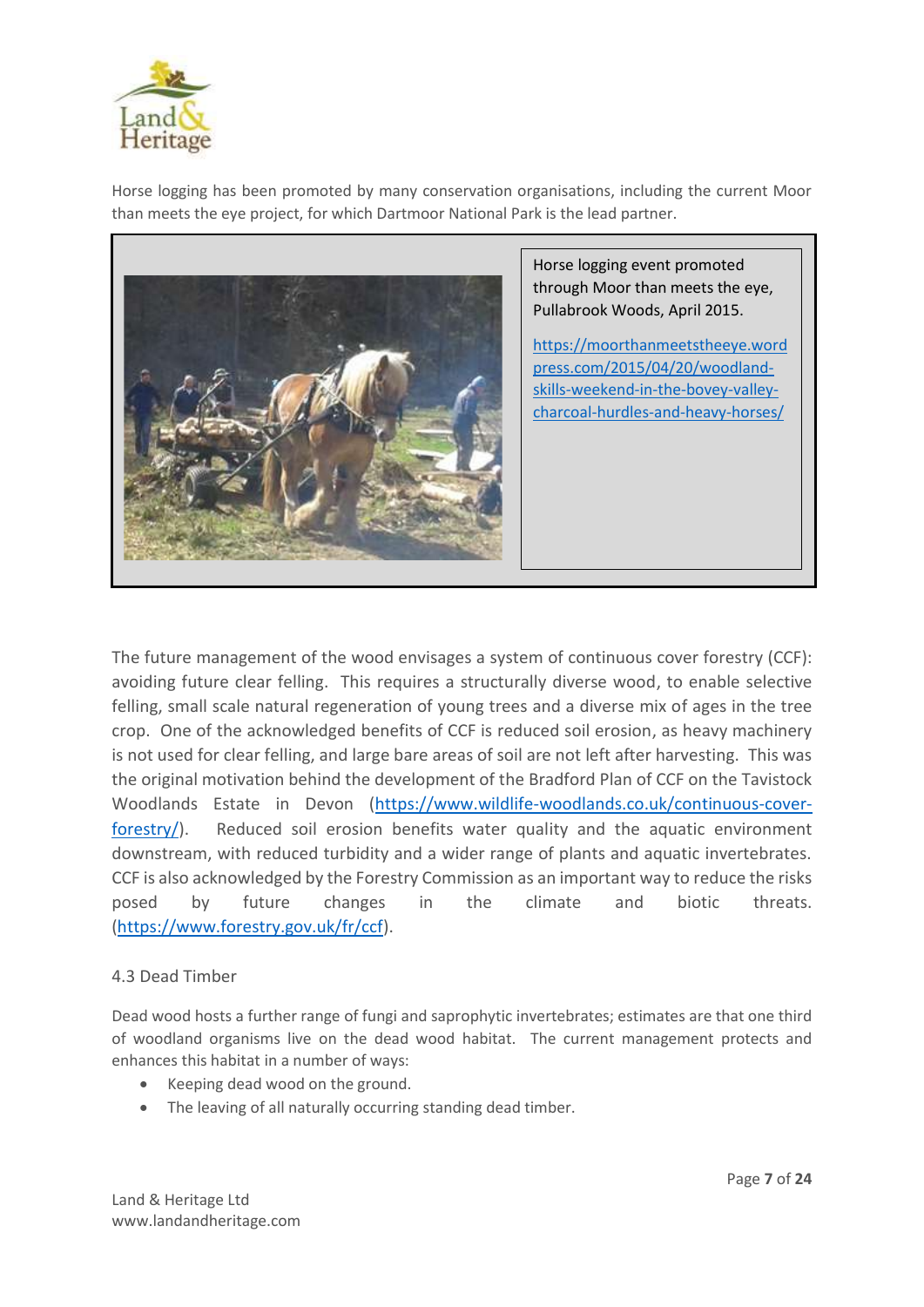Horse logging has been promoted by many conservation organisations, including the current Moor than meets the eye project, for which Dartmoor National Park is the lead partner.

Horse logging event promoted through Moor than meets the eye, Pullabrook Woods, April 2015.

https://moorthanmeetstheeye.wordpress.com/2015/04/20/woodland-skills-weekend-in-the-bovey-valley-charcoal-hurdles-and-heavy-horses/

The future management of the wood envisages a system of continuous cover forestry (CCF): avoiding future clear felling. This requires a structurally diverse wood, to enable selective felling, small scale natural regeneration of young trees and a diverse mix of ages in the tree crop. One of the acknowledged benefits of CCF is reduced soil erosion, as heavy machinery is not used for clear felling, and large bare areas of soil are not left after harvesting. This was the original motivation behind the development of the Bradford Plan of CCF on the Tavistock Woodlands Estate in Devon (https://www.wildlife-woodlands.co.uk/continuous-cover-forestry/). Reduced soil erosion benefits water quality and the aquatic environment downstream, with reduced turbidity and a wider range of plants and aquatic invertebrates. CCF is also acknowledged by the Forestry Commission as an important way to reduce the risks posed by future changes in the climate and biotic threats. (https://www.forestry.gov.uk/fr/ccf).

### 4.3 Dead Timber

Dead wood hosts a further range of fungi and saprophytic invertebrates; estimates are that one third of woodland organisms live on the dead wood habitat. The current management protects and enhances this habitat in a number of ways:

- Keeping dead wood on the ground.
- The leaving of all naturally occurring standing dead timber.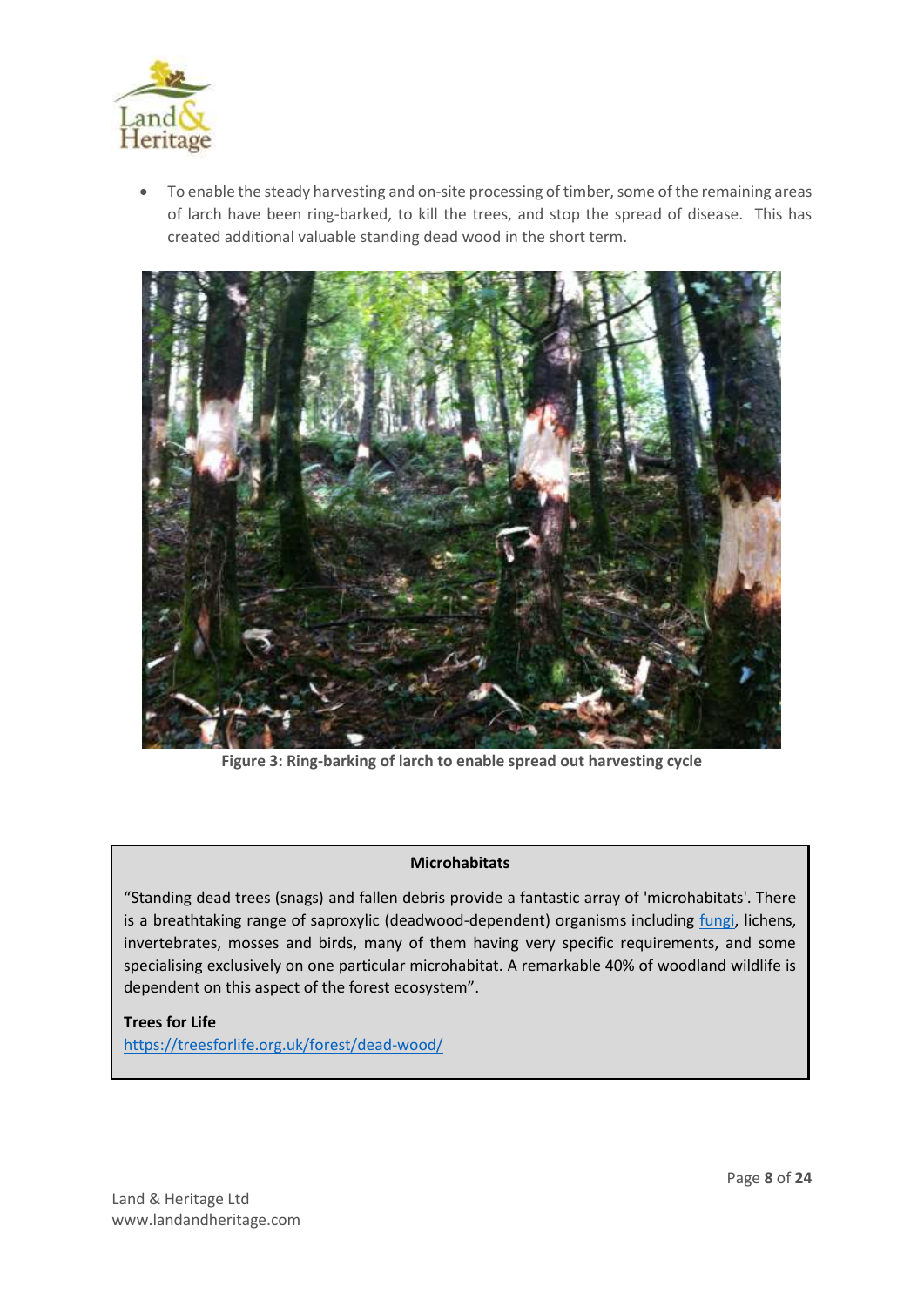- To enable the steady harvesting and on-site processing of timber, some of the remaining areas of larch have been ring-barked, to kill the trees, and stop the spread of disease. This has created additional valuable standing dead wood in the short term.

**Figure 3: Ring-barking of larch to enable spread out harvesting cycle**

**Microhabitats**

"Standing dead trees (snags) and fallen debris provide a fantastic array of 'microhabitats'. There is a breathtaking range of saproxylic (deadwood-dependent) organisms including fungi, lichens, invertebrates, mosses and birds, many of them having very specific requirements, and some specialising exclusively on one particular microhabitat. A remarkable 40% of woodland wildlife is dependent on this aspect of the forest ecosystem".

**Trees for Life**
https://treesforlife.org.uk/forest/dead-wood/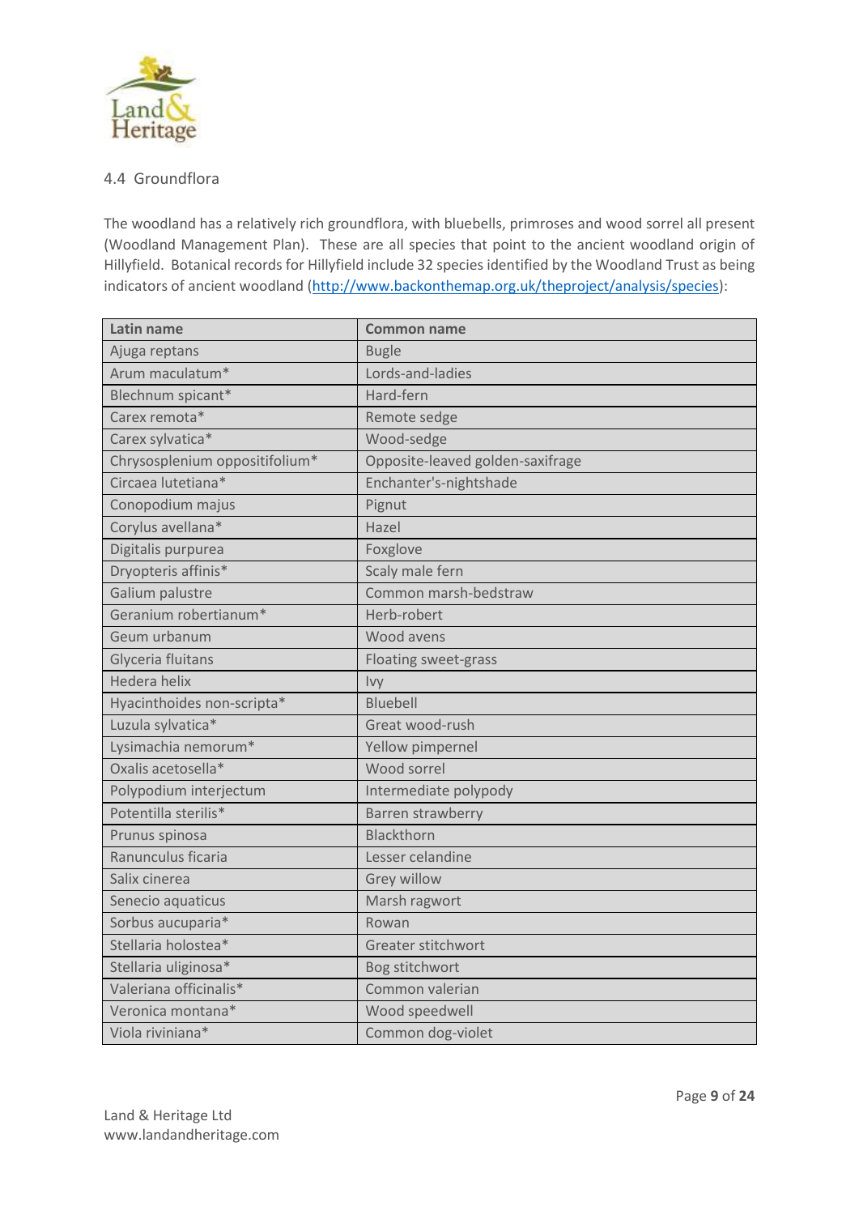## 4.4 Groundflora

The woodland has a relatively rich groundflora, with bluebells, primroses and wood sorrel all present (Woodland Management Plan). These are all species that point to the ancient woodland origin of Hillyfield. Botanical records for Hillyfield include 32 species identified by the Woodland Trust as being indicators of ancient woodland (http://www.backonthemap.org.uk/theproject/analysis/species):

| Latin name | Common name |
|---|---|
| Ajuga reptans | Bugle |
| Arum maculatum* | Lords-and-ladies |
| Blechnum spicant* | Hard-fern |
| Carex remota* | Remote sedge |
| Carex sylvatica* | Wood-sedge |
| Chrysosplenium oppositifolium* | Opposite-leaved golden-saxifrage |
| Circaea lutetiana* | Enchanter's-nightshade |
| Conopodium majus | Pignut |
| Corylus avellana* | Hazel |
| Digitalis purpurea | Foxglove |
| Dryopteris affinis* | Scaly male fern |
| Galium palustre | Common marsh-bedstraw |
| Geranium robertianum* | Herb-robert |
| Geum urbanum | Wood avens |
| Glyceria fluitans | Floating sweet-grass |
| Hedera helix | Ivy |
| Hyacinthoides non-scripta* | Bluebell |
| Luzula sylvatica* | Great wood-rush |
| Lysimachia nemorum* | Yellow pimpernel |
| Oxalis acetosella* | Wood sorrel |
| Polypodium interjectum | Intermediate polypody |
| Potentilla sterilis* | Barren strawberry |
| Prunus spinosa | Blackthorn |
| Ranunculus ficaria | Lesser celandine |
| Salix cinerea | Grey willow |
| Senecio aquaticus | Marsh ragwort |
| Sorbus aucuparia* | Rowan |
| Stellaria holostea* | Greater stitchwort |
| Stellaria uliginosa* | Bog stitchwort |
| Valeriana officinalis* | Common valerian |
| Veronica montana* | Wood speedwell |
| Viola riviniana* | Common dog-violet |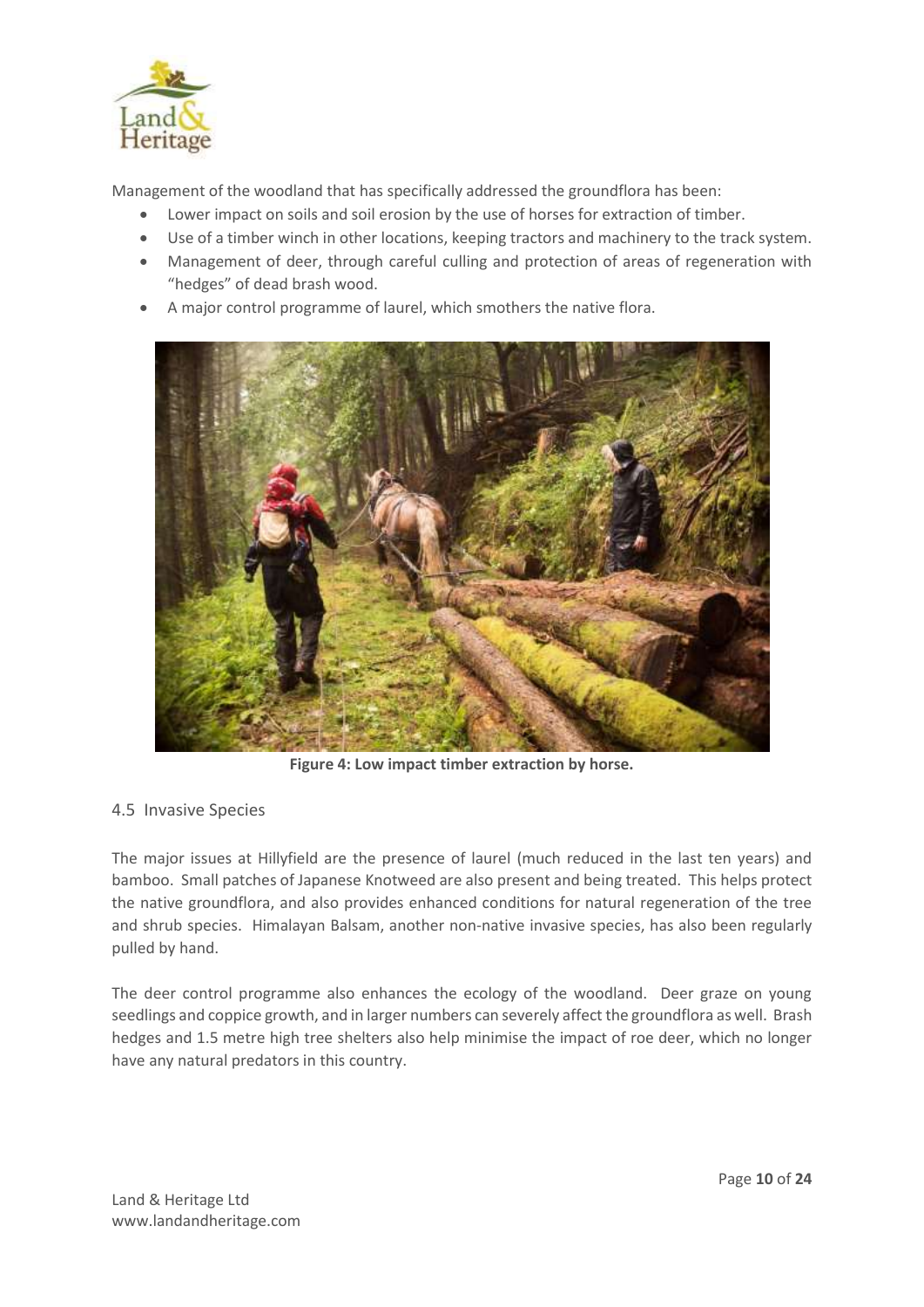Management of the woodland that has specifically addressed the groundflora has been:

- Lower impact on soils and soil erosion by the use of horses for extraction of timber.
- Use of a timber winch in other locations, keeping tractors and machinery to the track system.
- Management of deer, through careful culling and protection of areas of regeneration with "hedges" of dead brash wood.
- A major control programme of laurel, which smothers the native flora.

**Figure 4: Low impact timber extraction by horse.**

## 4.5 Invasive Species

The major issues at Hillyfield are the presence of laurel (much reduced in the last ten years) and bamboo. Small patches of Japanese Knotweed are also present and being treated. This helps protect the native groundflora, and also provides enhanced conditions for natural regeneration of the tree and shrub species. Himalayan Balsam, another non-native invasive species, has also been regularly pulled by hand.

The deer control programme also enhances the ecology of the woodland. Deer graze on young seedlings and coppice growth, and in larger numbers can severely affect the groundflora as well. Brash hedges and 1.5 metre high tree shelters also help minimise the impact of roe deer, which no longer have any natural predators in this country.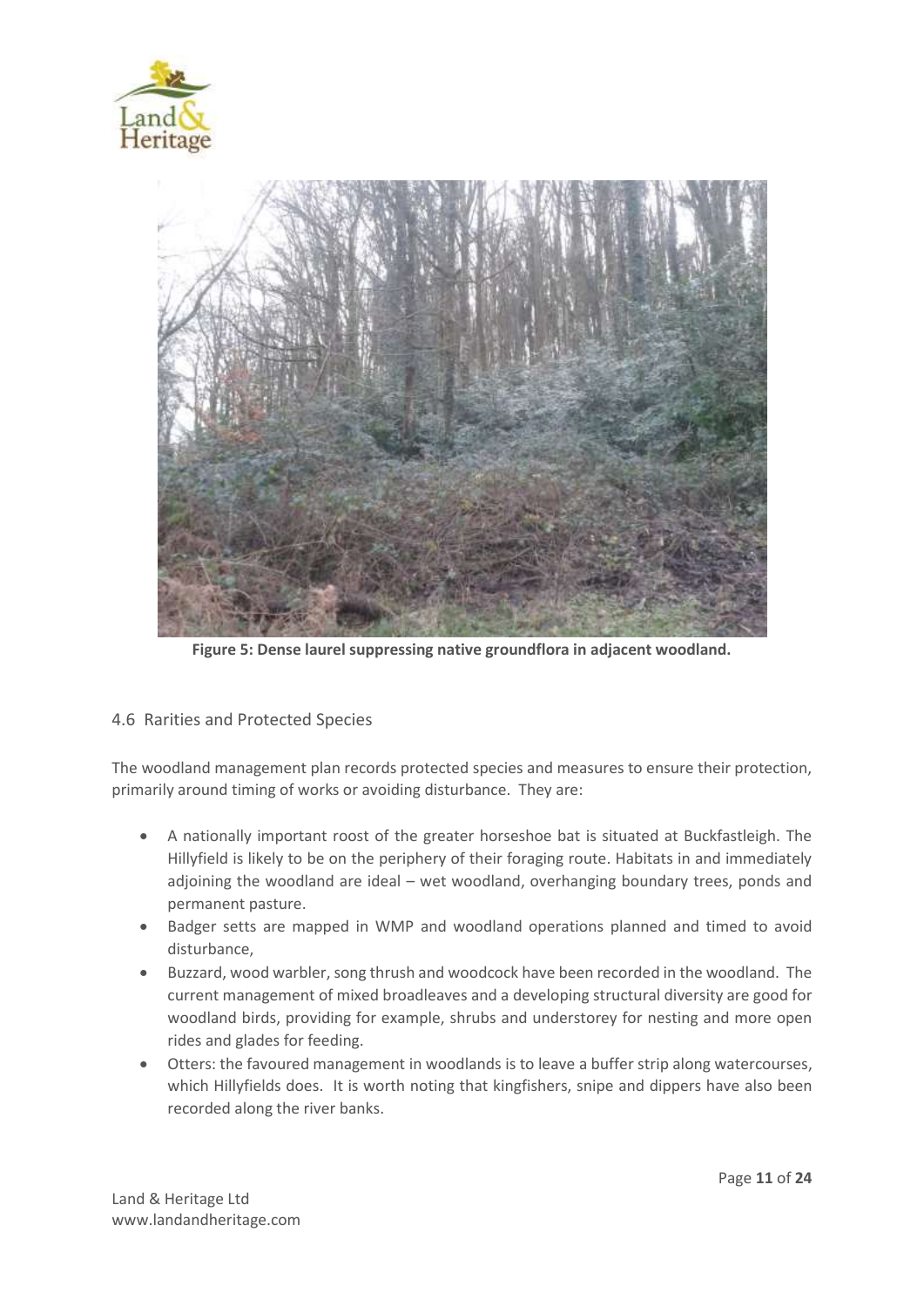**Figure 5: Dense laurel suppressing native groundflora in adjacent woodland.**

## 4.6 Rarities and Protected Species

The woodland management plan records protected species and measures to ensure their protection, primarily around timing of works or avoiding disturbance. They are:

- A nationally important roost of the greater horseshoe bat is situated at Buckfastleigh. The Hillyfield is likely to be on the periphery of their foraging route. Habitats in and immediately adjoining the woodland are ideal – wet woodland, overhanging boundary trees, ponds and permanent pasture.
- Badger setts are mapped in WMP and woodland operations planned and timed to avoid disturbance,
- Buzzard, wood warbler, song thrush and woodcock have been recorded in the woodland. The current management of mixed broadleaves and a developing structural diversity are good for woodland birds, providing for example, shrubs and understorey for nesting and more open rides and glades for feeding.
- Otters: the favoured management in woodlands is to leave a buffer strip along watercourses, which Hillyfields does. It is worth noting that kingfishers, snipe and dippers have also been recorded along the river banks.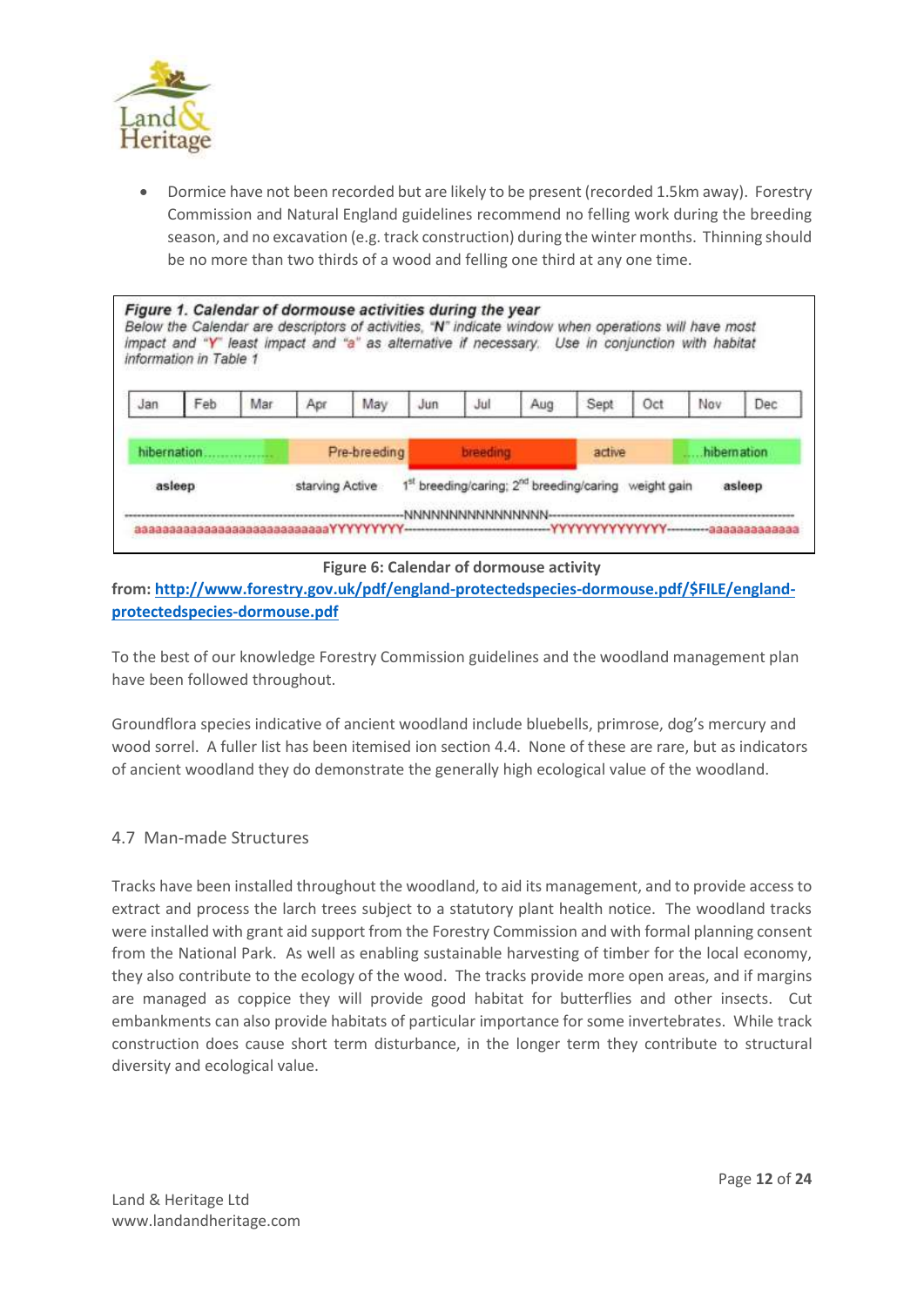- Dormice have not been recorded but are likely to be present (recorded 1.5km away). Forestry Commission and Natural England guidelines recommend no felling work during the breeding season, and no excavation (e.g. track construction) during the winter months. Thinning should be no more than two thirds of a wood and felling one third at any one time.

***Figure 1. Calendar of dormouse activities during the year***
*Below the Calendar are descriptors of activities, "**N**" indicate window when operations will have most impact and "**Y**" least impact and "**a**" as alternative if necessary. Use in conjunction with habitat information in Table 1*

| Jan | Feb | Mar | Apr | May | Jun | Jul | Aug | Sept | Oct | Nov | Dec |
|---|---|---|---|---|---|---|---|---|---|---|---|

hibernation........... | Pre-breeding | breeding | active | ....hibernation

**asleep** | starving Active | 1st breeding/caring; 2nd breeding/caring | weight gain | **asleep**

-------------------------------------------------------NNNNNNNNNNNNNNNN--------------------------------------------------------
aaaaaaaaaaaaaaaaaaaaaaaaaaaYYYYYYYYY------------------------------YYYYYYYYYYYYYY---------aaaaaaaaaaaa

**Figure 6: Calendar of dormouse activity**

**from: [http://www.forestry.gov.uk/pdf/england-protectedspecies-dormouse.pdf/$FILE/england-protectedspecies-dormouse.pdf](http://www.forestry.gov.uk/pdf/england-protectedspecies-dormouse.pdf/$FILE/england-protectedspecies-dormouse.pdf)**

To the best of our knowledge Forestry Commission guidelines and the woodland management plan have been followed throughout.

Groundflora species indicative of ancient woodland include bluebells, primrose, dog's mercury and wood sorrel. A fuller list has been itemised ion section 4.4. None of these are rare, but as indicators of ancient woodland they do demonstrate the generally high ecological value of the woodland.

## 4.7 Man-made Structures

Tracks have been installed throughout the woodland, to aid its management, and to provide access to extract and process the larch trees subject to a statutory plant health notice. The woodland tracks were installed with grant aid support from the Forestry Commission and with formal planning consent from the National Park. As well as enabling sustainable harvesting of timber for the local economy, they also contribute to the ecology of the wood. The tracks provide more open areas, and if margins are managed as coppice they will provide good habitat for butterflies and other insects. Cut embankments can also provide habitats of particular importance for some invertebrates. While track construction does cause short term disturbance, in the longer term they contribute to structural diversity and ecological value.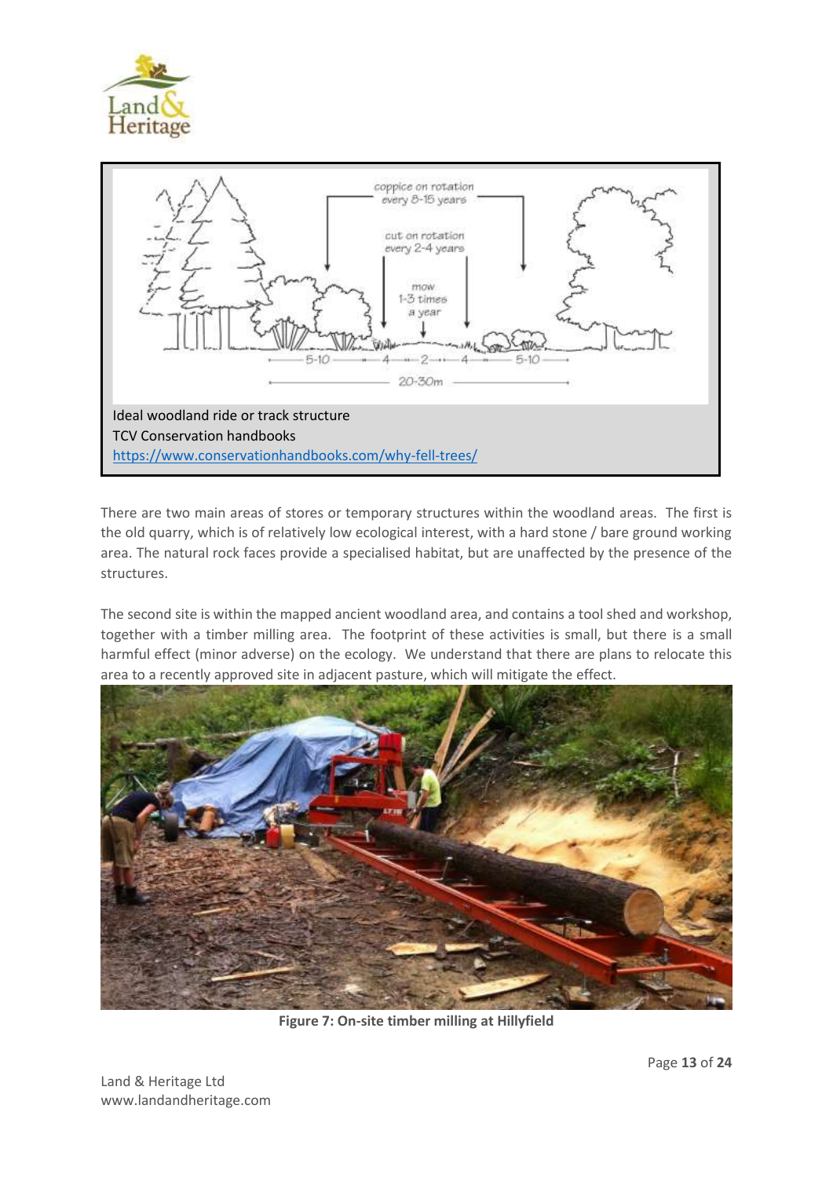Ideal woodland ride or track structure
TCV Conservation handbooks
https://www.conservationhandbooks.com/why-fell-trees/

There are two main areas of stores or temporary structures within the woodland areas. The first is the old quarry, which is of relatively low ecological interest, with a hard stone / bare ground working area. The natural rock faces provide a specialised habitat, but are unaffected by the presence of the structures.

The second site is within the mapped ancient woodland area, and contains a tool shed and workshop, together with a timber milling area. The footprint of these activities is small, but there is a small harmful effect (minor adverse) on the ecology. We understand that there are plans to relocate this area to a recently approved site in adjacent pasture, which will mitigate the effect.

**Figure 7: On-site timber milling at Hillyfield**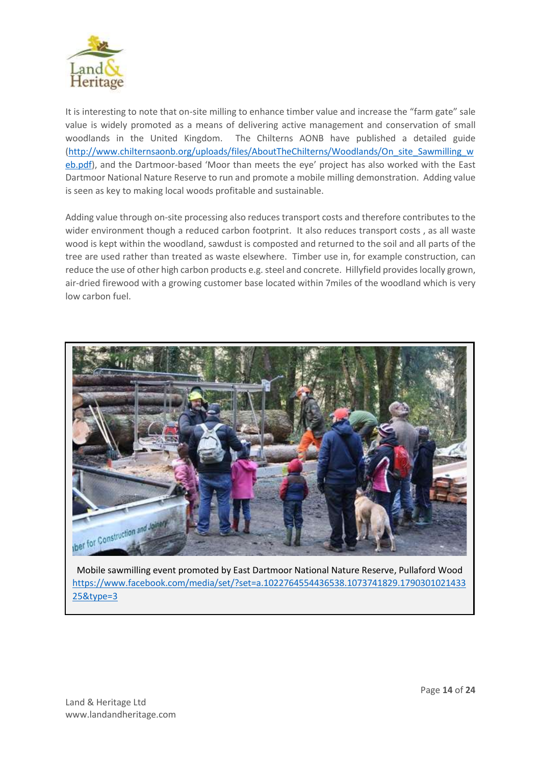It is interesting to note that on-site milling to enhance timber value and increase the "farm gate" sale value is widely promoted as a means of delivering active management and conservation of small woodlands in the United Kingdom. The Chilterns AONB have published a detailed guide (http://www.chilternsaonb.org/uploads/files/AboutTheChilterns/Woodlands/On_site_Sawmilling_web.pdf), and the Dartmoor-based 'Moor than meets the eye' project has also worked with the East Dartmoor National Nature Reserve to run and promote a mobile milling demonstration. Adding value is seen as key to making local woods profitable and sustainable.

Adding value through on-site processing also reduces transport costs and therefore contributes to the wider environment though a reduced carbon footprint. It also reduces transport costs , as all waste wood is kept within the woodland, sawdust is composted and returned to the soil and all parts of the tree are used rather than treated as waste elsewhere. Timber use in, for example construction, can reduce the use of other high carbon products e.g. steel and concrete. Hillyfield provides locally grown, air-dried firewood with a growing customer base located within 7miles of the woodland which is very low carbon fuel.

Mobile sawmilling event promoted by East Dartmoor National Nature Reserve, Pullaford Wood https://www.facebook.com/media/set/?set=a.1022764554436538.1073741829.179030102143325&type=3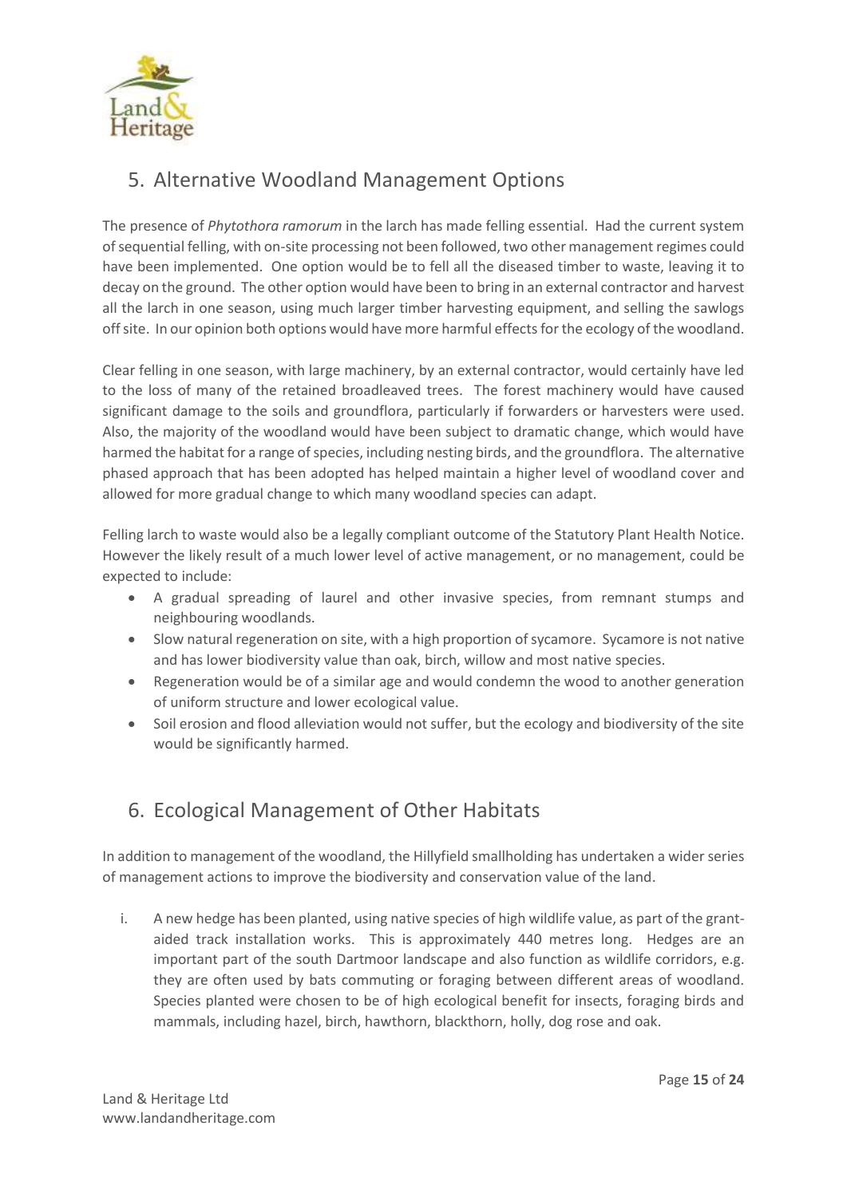## 5. Alternative Woodland Management Options

The presence of *Phytothora ramorum* in the larch has made felling essential. Had the current system of sequential felling, with on-site processing not been followed, two other management regimes could have been implemented. One option would be to fell all the diseased timber to waste, leaving it to decay on the ground. The other option would have been to bring in an external contractor and harvest all the larch in one season, using much larger timber harvesting equipment, and selling the sawlogs off site. In our opinion both options would have more harmful effects for the ecology of the woodland.

Clear felling in one season, with large machinery, by an external contractor, would certainly have led to the loss of many of the retained broadleaved trees. The forest machinery would have caused significant damage to the soils and groundflora, particularly if forwarders or harvesters were used. Also, the majority of the woodland would have been subject to dramatic change, which would have harmed the habitat for a range of species, including nesting birds, and the groundflora. The alternative phased approach that has been adopted has helped maintain a higher level of woodland cover and allowed for more gradual change to which many woodland species can adapt.

Felling larch to waste would also be a legally compliant outcome of the Statutory Plant Health Notice. However the likely result of a much lower level of active management, or no management, could be expected to include:

- A gradual spreading of laurel and other invasive species, from remnant stumps and neighbouring woodlands.
- Slow natural regeneration on site, with a high proportion of sycamore. Sycamore is not native and has lower biodiversity value than oak, birch, willow and most native species.
- Regeneration would be of a similar age and would condemn the wood to another generation of uniform structure and lower ecological value.
- Soil erosion and flood alleviation would not suffer, but the ecology and biodiversity of the site would be significantly harmed.

## 6. Ecological Management of Other Habitats

In addition to management of the woodland, the Hillyfield smallholding has undertaken a wider series of management actions to improve the biodiversity and conservation value of the land.

i. A new hedge has been planted, using native species of high wildlife value, as part of the grant-aided track installation works. This is approximately 440 metres long. Hedges are an important part of the south Dartmoor landscape and also function as wildlife corridors, e.g. they are often used by bats commuting or foraging between different areas of woodland. Species planted were chosen to be of high ecological benefit for insects, foraging birds and mammals, including hazel, birch, hawthorn, blackthorn, holly, dog rose and oak.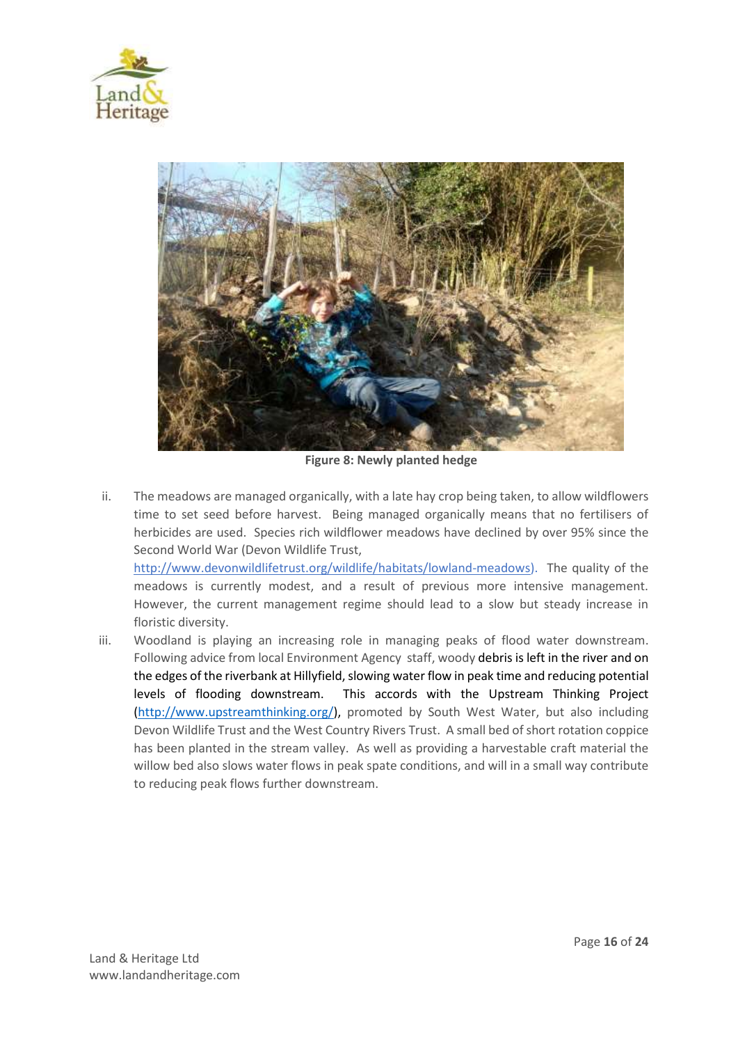Figure 8: Newly planted hedge

ii. The meadows are managed organically, with a late hay crop being taken, to allow wildflowers time to set seed before harvest. Being managed organically means that no fertilisers of herbicides are used. Species rich wildflower meadows have declined by over 95% since the Second World War (Devon Wildlife Trust, http://www.devonwildlifetrust.org/wildlife/habitats/lowland-meadows). The quality of the meadows is currently modest, and a result of previous more intensive management. However, the current management regime should lead to a slow but steady increase in floristic diversity.

iii. Woodland is playing an increasing role in managing peaks of flood water downstream. Following advice from local Environment Agency staff, woody debris is left in the river and on the edges of the riverbank at Hillyfield, slowing water flow in peak time and reducing potential levels of flooding downstream. This accords with the Upstream Thinking Project (http://www.upstreamthinking.org/), promoted by South West Water, but also including Devon Wildlife Trust and the West Country Rivers Trust. A small bed of short rotation coppice has been planted in the stream valley. As well as providing a harvestable craft material the willow bed also slows water flows in peak spate conditions, and will in a small way contribute to reducing peak flows further downstream.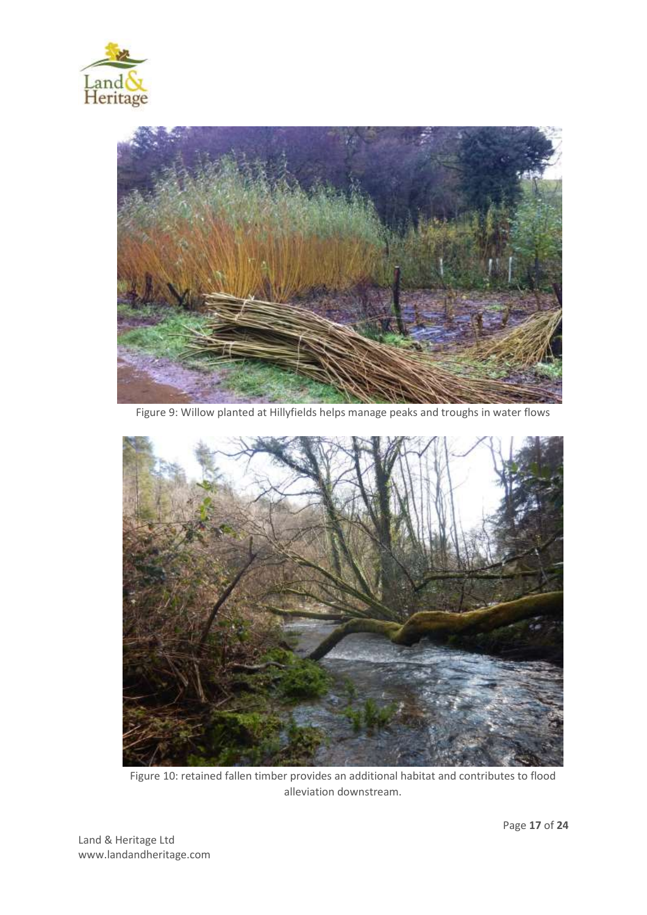Figure 9: Willow planted at Hillyfields helps manage peaks and troughs in water flows

Figure 10: retained fallen timber provides an additional habitat and contributes to flood alleviation downstream.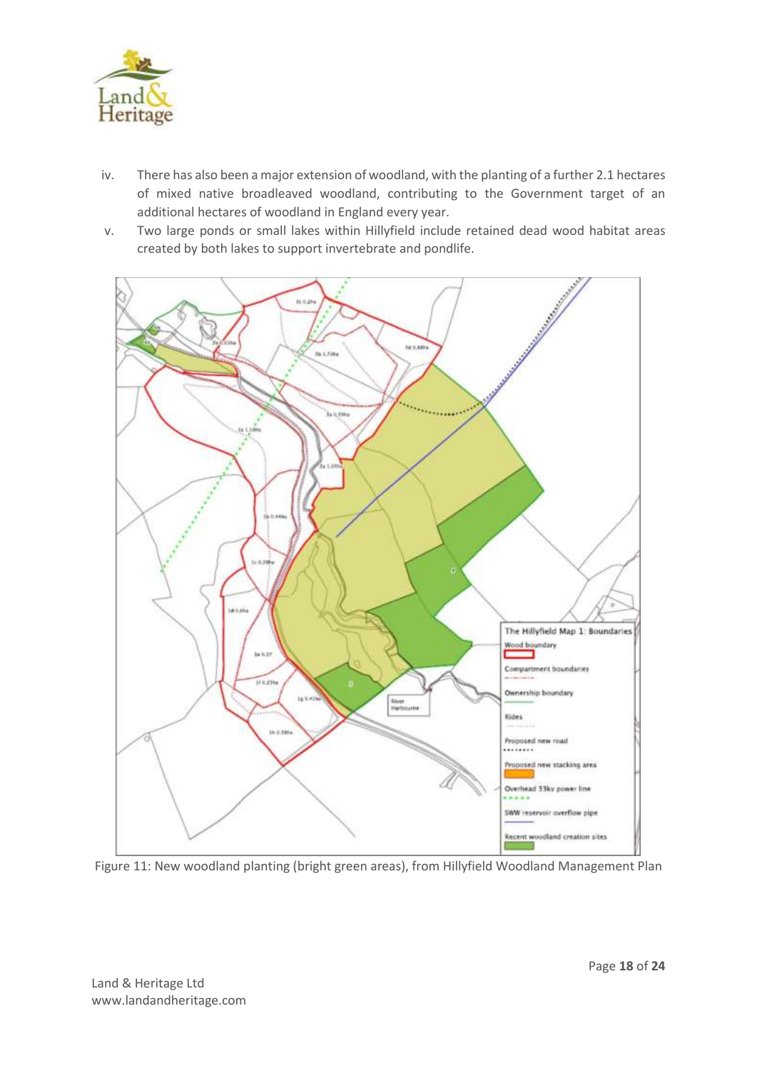iv. There has also been a major extension of woodland, with the planting of a further 2.1 hectares of mixed native broadleaved woodland, contributing to the Government target of an additional hectares of woodland in England every year.

v. Two large ponds or small lakes within Hillyfield include retained dead wood habitat areas created by both lakes to support invertebrate and pondlife.

Figure 11: New woodland planting (bright green areas), from Hillyfield Woodland Management Plan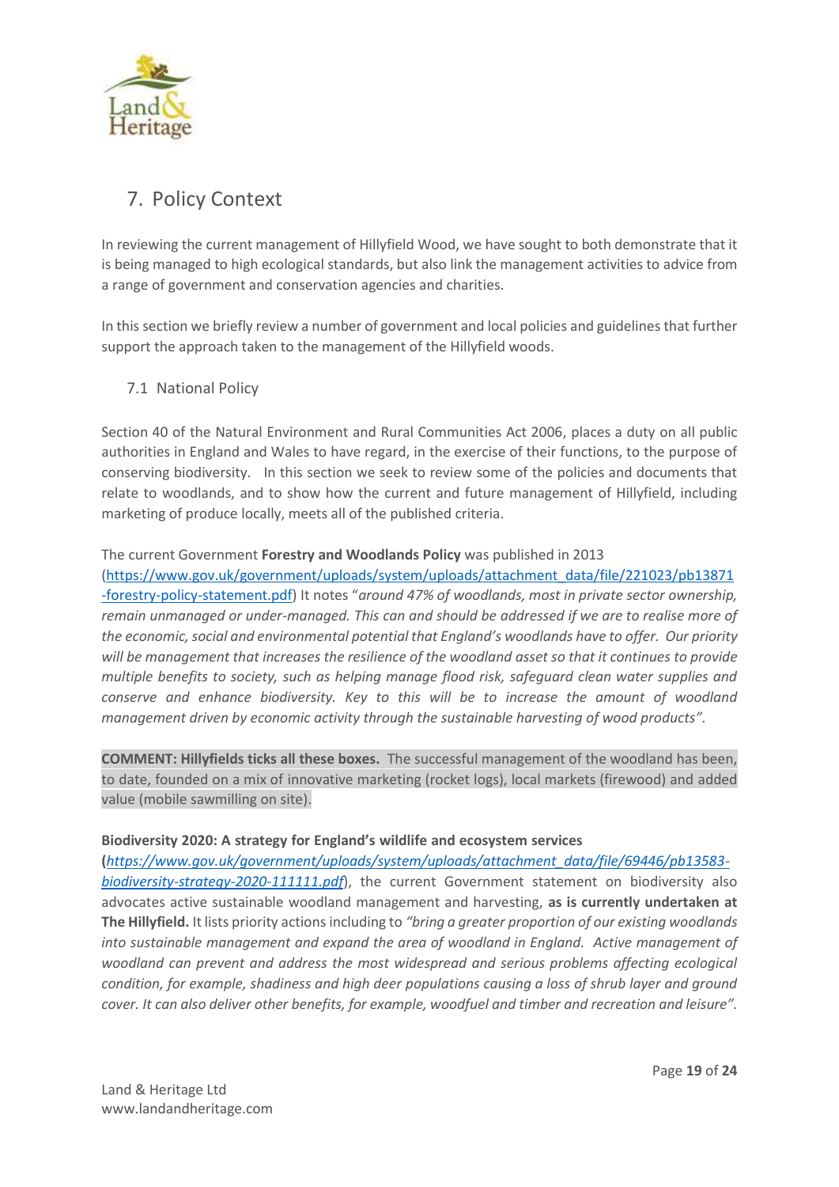## 7. Policy Context

In reviewing the current management of Hillyfield Wood, we have sought to both demonstrate that it is being managed to high ecological standards, but also link the management activities to advice from a range of government and conservation agencies and charities.

In this section we briefly review a number of government and local policies and guidelines that further support the approach taken to the management of the Hillyfield woods.

### 7.1 National Policy

Section 40 of the Natural Environment and Rural Communities Act 2006, places a duty on all public authorities in England and Wales to have regard, in the exercise of their functions, to the purpose of conserving biodiversity. In this section we seek to review some of the policies and documents that relate to woodlands, and to show how the current and future management of Hillyfield, including marketing of produce locally, meets all of the published criteria.

The current Government **Forestry and Woodlands Policy** was published in 2013 (https://www.gov.uk/government/uploads/system/uploads/attachment_data/file/221023/pb13871-forestry-policy-statement.pdf) It notes "*around 47% of woodlands, most in private sector ownership, remain unmanaged or under-managed. This can and should be addressed if we are to realise more of the economic, social and environmental potential that England's woodlands have to offer. Our priority will be management that increases the resilience of the woodland asset so that it continues to provide multiple benefits to society, such as helping manage flood risk, safeguard clean water supplies and conserve and enhance biodiversity. Key to this will be to increase the amount of woodland management driven by economic activity through the sustainable harvesting of wood products*".

**COMMENT: Hillyfields ticks all these boxes.** The successful management of the woodland has been, to date, founded on a mix of innovative marketing (rocket logs), local markets (firewood) and added value (mobile sawmilling on site).

**Biodiversity 2020: A strategy for England's wildlife and ecosystem services**
**(***https://www.gov.uk/government/uploads/system/uploads/attachment_data/file/69446/pb13583-biodiversity-strategy-2020-111111.pdf*), the current Government statement on biodiversity also advocates active sustainable woodland management and harvesting, **as is currently undertaken at The Hillyfield.** It lists priority actions including to *"bring a greater proportion of our existing woodlands into sustainable management and expand the area of woodland in England. Active management of woodland can prevent and address the most widespread and serious problems affecting ecological condition, for example, shadiness and high deer populations causing a loss of shrub layer and ground cover. It can also deliver other benefits, for example, woodfuel and timber and recreation and leisure".*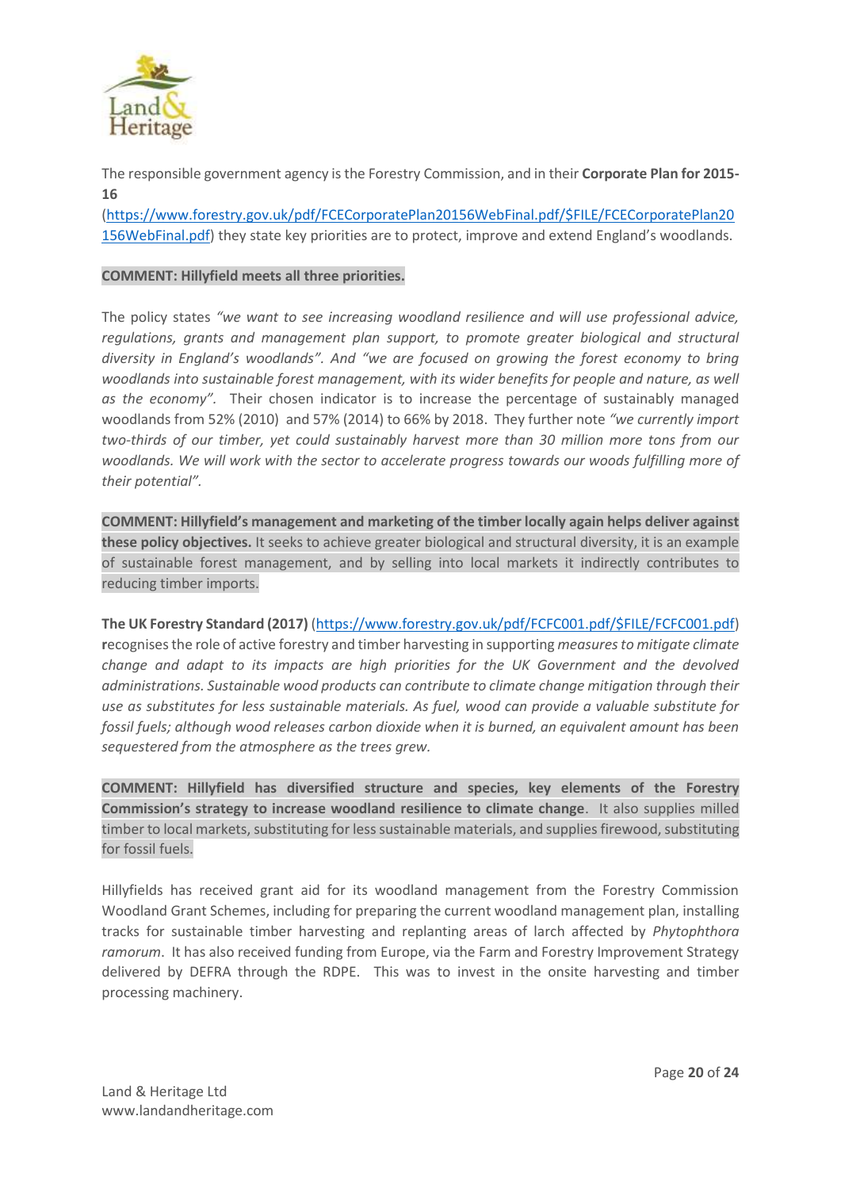The responsible government agency is the Forestry Commission, and in their **Corporate Plan for 2015-16** (https://www.forestry.gov.uk/pdf/FCECorporatePlan20156WebFinal.pdf/$FILE/FCECorporatePlan20156WebFinal.pdf) they state key priorities are to protect, improve and extend England's woodlands.

**COMMENT: Hillyfield meets all three priorities.**

The policy states *"we want to see increasing woodland resilience and will use professional advice, regulations, grants and management plan support, to promote greater biological and structural diversity in England's woodlands". And "we are focused on growing the forest economy to bring woodlands into sustainable forest management, with its wider benefits for people and nature, as well as the economy".* Their chosen indicator is to increase the percentage of sustainably managed woodlands from 52% (2010) and 57% (2014) to 66% by 2018. They further note *"we currently import two-thirds of our timber, yet could sustainably harvest more than 30 million more tons from our woodlands. We will work with the sector to accelerate progress towards our woods fulfilling more of their potential".*

**COMMENT: Hillyfield's management and marketing of the timber locally again helps deliver against these policy objectives.** It seeks to achieve greater biological and structural diversity, it is an example of sustainable forest management, and by selling into local markets it indirectly contributes to reducing timber imports.

**The UK Forestry Standard (2017)** (https://www.forestry.gov.uk/pdf/FCFC001.pdf/$FILE/FCFC001.pdf) **r**ecognises the role of active forestry and timber harvesting in supporting *measures to mitigate climate change and adapt to its impacts are high priorities for the UK Government and the devolved administrations. Sustainable wood products can contribute to climate change mitigation through their use as substitutes for less sustainable materials. As fuel, wood can provide a valuable substitute for fossil fuels; although wood releases carbon dioxide when it is burned, an equivalent amount has been sequestered from the atmosphere as the trees grew.*

**COMMENT: Hillyfield has diversified structure and species, key elements of the Forestry Commission's strategy to increase woodland resilience to climate change**. It also supplies milled timber to local markets, substituting for less sustainable materials, and supplies firewood, substituting for fossil fuels.

Hillyfields has received grant aid for its woodland management from the Forestry Commission Woodland Grant Schemes, including for preparing the current woodland management plan, installing tracks for sustainable timber harvesting and replanting areas of larch affected by *Phytophthora ramorum*. It has also received funding from Europe, via the Farm and Forestry Improvement Strategy delivered by DEFRA through the RDPE. This was to invest in the onsite harvesting and timber processing machinery.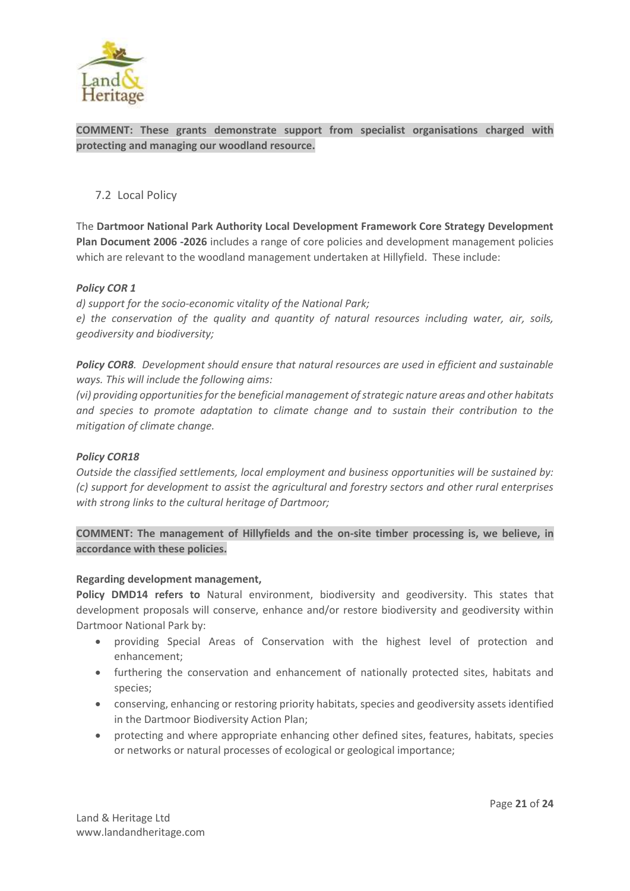**COMMENT: These grants demonstrate support from specialist organisations charged with protecting and managing our woodland resource.**

## 7.2 Local Policy

The **Dartmoor National Park Authority Local Development Framework Core Strategy Development Plan Document 2006 -2026** includes a range of core policies and development management policies which are relevant to the woodland management undertaken at Hillyfield. These include:

***Policy COR 1***

*d) support for the socio-economic vitality of the National Park;*

*e) the conservation of the quality and quantity of natural resources including water, air, soils, geodiversity and biodiversity;*

***Policy COR8****. Development should ensure that natural resources are used in efficient and sustainable ways. This will include the following aims:*

*(vi) providing opportunities for the beneficial management of strategic nature areas and other habitats and species to promote adaptation to climate change and to sustain their contribution to the mitigation of climate change.*

***Policy COR18***

*Outside the classified settlements, local employment and business opportunities will be sustained by:*
*(c) support for development to assist the agricultural and forestry sectors and other rural enterprises with strong links to the cultural heritage of Dartmoor;*

**COMMENT: The management of Hillyfields and the on-site timber processing is, we believe, in accordance with these policies.**

**Regarding development management,**

**Policy DMD14 refers to** Natural environment, biodiversity and geodiversity. This states that development proposals will conserve, enhance and/or restore biodiversity and geodiversity within Dartmoor National Park by:

- providing Special Areas of Conservation with the highest level of protection and enhancement;
- furthering the conservation and enhancement of nationally protected sites, habitats and species;
- conserving, enhancing or restoring priority habitats, species and geodiversity assets identified in the Dartmoor Biodiversity Action Plan;
- protecting and where appropriate enhancing other defined sites, features, habitats, species or networks or natural processes of ecological or geological importance;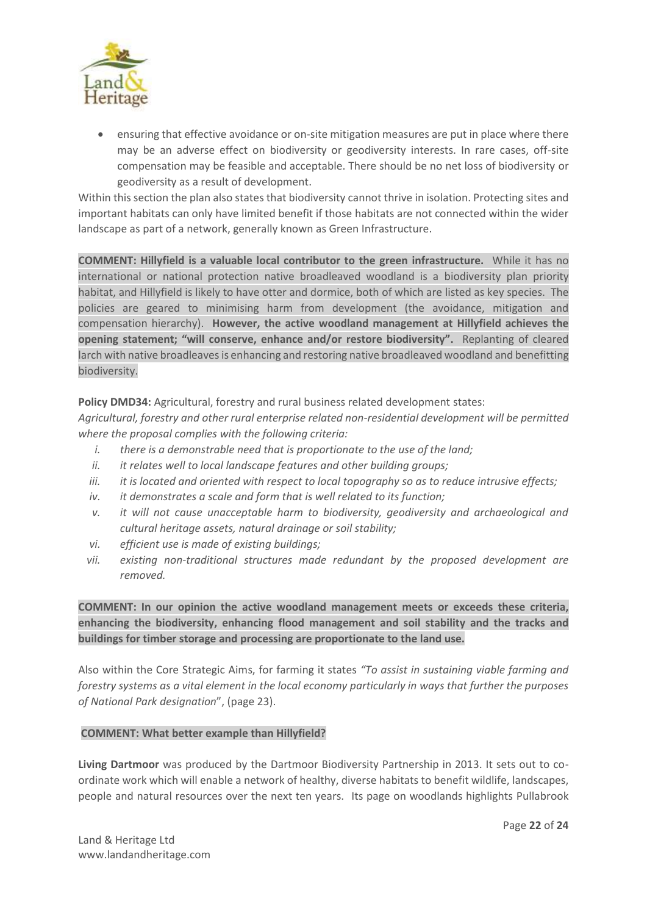- ensuring that effective avoidance or on-site mitigation measures are put in place where there may be an adverse effect on biodiversity or geodiversity interests. In rare cases, off-site compensation may be feasible and acceptable. There should be no net loss of biodiversity or geodiversity as a result of development.

Within this section the plan also states that biodiversity cannot thrive in isolation. Protecting sites and important habitats can only have limited benefit if those habitats are not connected within the wider landscape as part of a network, generally known as Green Infrastructure.

**COMMENT: Hillyfield is a valuable local contributor to the green infrastructure.** While it has no international or national protection native broadleaved woodland is a biodiversity plan priority habitat, and Hillyfield is likely to have otter and dormice, both of which are listed as key species. The policies are geared to minimising harm from development (the avoidance, mitigation and compensation hierarchy). **However, the active woodland management at Hillyfield achieves the opening statement; "will conserve, enhance and/or restore biodiversity".** Replanting of cleared larch with native broadleaves is enhancing and restoring native broadleaved woodland and benefitting biodiversity.

**Policy DMD34:** Agricultural, forestry and rural business related development states:
*Agricultural, forestry and other rural enterprise related non-residential development will be permitted where the proposal complies with the following criteria:*

i. *there is a demonstrable need that is proportionate to the use of the land;*
ii. *it relates well to local landscape features and other building groups;*
iii. *it is located and oriented with respect to local topography so as to reduce intrusive effects;*
iv. *it demonstrates a scale and form that is well related to its function;*
v. *it will not cause unacceptable harm to biodiversity, geodiversity and archaeological and cultural heritage assets, natural drainage or soil stability;*
vi. *efficient use is made of existing buildings;*
vii. *existing non-traditional structures made redundant by the proposed development are removed.*

**COMMENT: In our opinion the active woodland management meets or exceeds these criteria, enhancing the biodiversity, enhancing flood management and soil stability and the tracks and buildings for timber storage and processing are proportionate to the land use.**

Also within the Core Strategic Aims, for farming it states *"To assist in sustaining viable farming and forestry systems as a vital element in the local economy particularly in ways that further the purposes of National Park designation*", (page 23).

**COMMENT: What better example than Hillyfield?**

**Living Dartmoor** was produced by the Dartmoor Biodiversity Partnership in 2013. It sets out to co-ordinate work which will enable a network of healthy, diverse habitats to benefit wildlife, landscapes, people and natural resources over the next ten years. Its page on woodlands highlights Pullabrook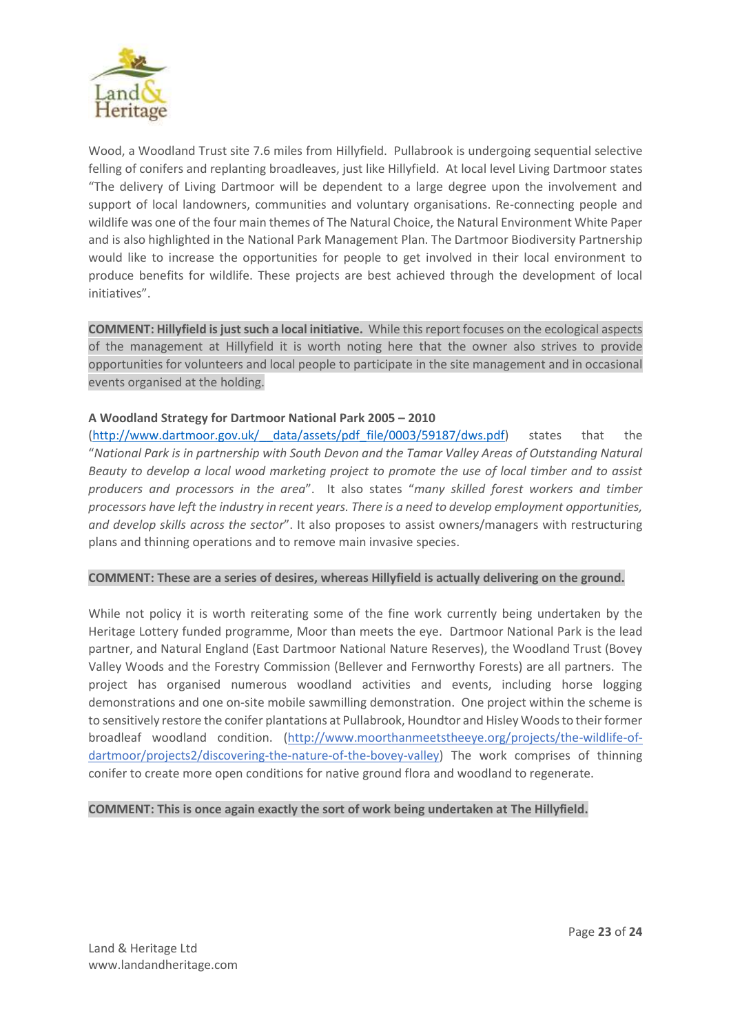Wood, a Woodland Trust site 7.6 miles from Hillyfield. Pullabrook is undergoing sequential selective felling of conifers and replanting broadleaves, just like Hillyfield. At local level Living Dartmoor states "The delivery of Living Dartmoor will be dependent to a large degree upon the involvement and support of local landowners, communities and voluntary organisations. Re-connecting people and wildlife was one of the four main themes of The Natural Choice, the Natural Environment White Paper and is also highlighted in the National Park Management Plan. The Dartmoor Biodiversity Partnership would like to increase the opportunities for people to get involved in their local environment to produce benefits for wildlife. These projects are best achieved through the development of local initiatives".

**COMMENT: Hillyfield is just such a local initiative.** While this report focuses on the ecological aspects of the management at Hillyfield it is worth noting here that the owner also strives to provide opportunities for volunteers and local people to participate in the site management and in occasional events organised at the holding.

**A Woodland Strategy for Dartmoor National Park 2005 – 2010**
(http://www.dartmoor.gov.uk/__data/assets/pdf_file/0003/59187/dws.pdf) states that the "*National Park is in partnership with South Devon and the Tamar Valley Areas of Outstanding Natural Beauty to develop a local wood marketing project to promote the use of local timber and to assist producers and processors in the area*". It also states "*many skilled forest workers and timber processors have left the industry in recent years. There is a need to develop employment opportunities, and develop skills across the sector*". It also proposes to assist owners/managers with restructuring plans and thinning operations and to remove main invasive species.

**COMMENT: These are a series of desires, whereas Hillyfield is actually delivering on the ground.**

While not policy it is worth reiterating some of the fine work currently being undertaken by the Heritage Lottery funded programme, Moor than meets the eye. Dartmoor National Park is the lead partner, and Natural England (East Dartmoor National Nature Reserves), the Woodland Trust (Bovey Valley Woods and the Forestry Commission (Bellever and Fernworthy Forests) are all partners. The project has organised numerous woodland activities and events, including horse logging demonstrations and one on-site mobile sawmilling demonstration. One project within the scheme is to sensitively restore the conifer plantations at Pullabrook, Houndtor and Hisley Woods to their former broadleaf woodland condition. (http://www.moorthanmeetstheeye.org/projects/the-wildlife-of-dartmoor/projects2/discovering-the-nature-of-the-bovey-valley) The work comprises of thinning conifer to create more open conditions for native ground flora and woodland to regenerate.

**COMMENT: This is once again exactly the sort of work being undertaken at The Hillyfield.**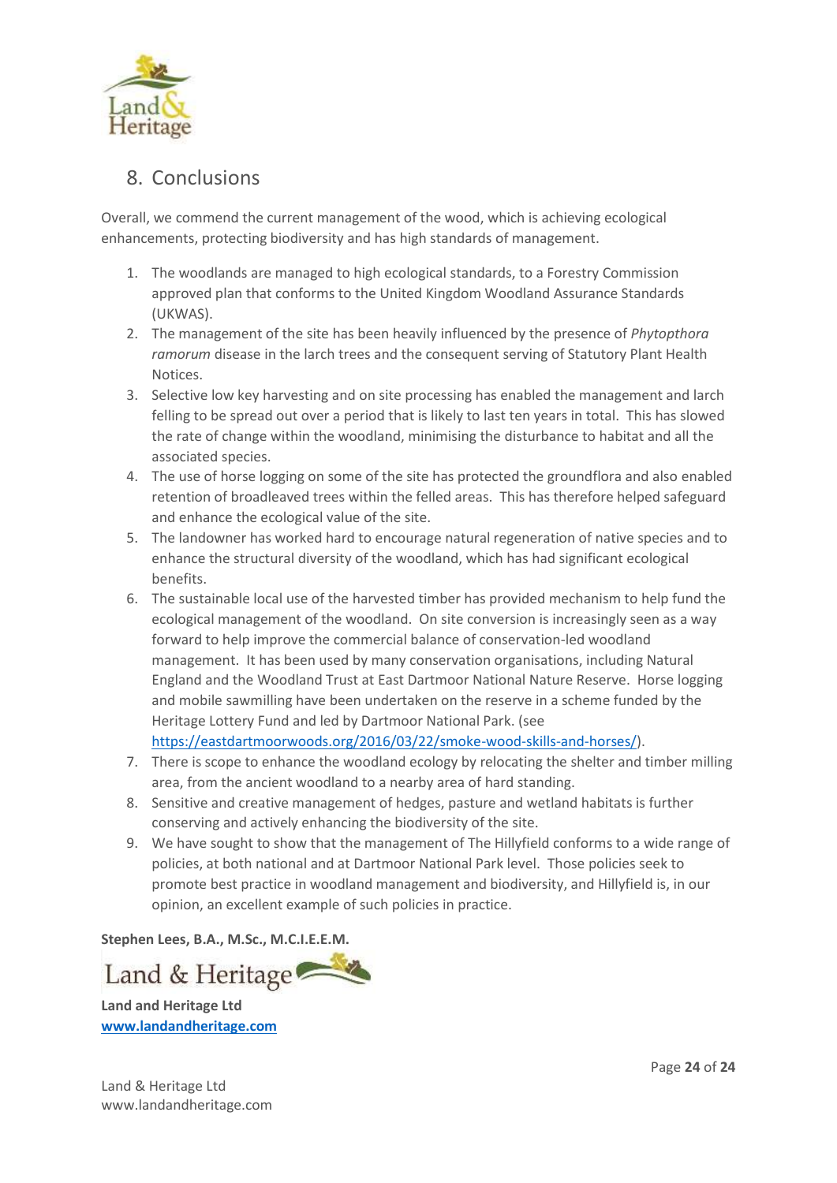## 8. Conclusions

Overall, we commend the current management of the wood, which is achieving ecological enhancements, protecting biodiversity and has high standards of management.

1. The woodlands are managed to high ecological standards, to a Forestry Commission approved plan that conforms to the United Kingdom Woodland Assurance Standards (UKWAS).
2. The management of the site has been heavily influenced by the presence of *Phytopthora ramorum* disease in the larch trees and the consequent serving of Statutory Plant Health Notices.
3. Selective low key harvesting and on site processing has enabled the management and larch felling to be spread out over a period that is likely to last ten years in total. This has slowed the rate of change within the woodland, minimising the disturbance to habitat and all the associated species.
4. The use of horse logging on some of the site has protected the groundflora and also enabled retention of broadleaved trees within the felled areas. This has therefore helped safeguard and enhance the ecological value of the site.
5. The landowner has worked hard to encourage natural regeneration of native species and to enhance the structural diversity of the woodland, which has had significant ecological benefits.
6. The sustainable local use of the harvested timber has provided mechanism to help fund the ecological management of the woodland. On site conversion is increasingly seen as a way forward to help improve the commercial balance of conservation-led woodland management. It has been used by many conservation organisations, including Natural England and the Woodland Trust at East Dartmoor National Nature Reserve. Horse logging and mobile sawmilling have been undertaken on the reserve in a scheme funded by the Heritage Lottery Fund and led by Dartmoor National Park. (see https://eastdartmoorwoods.org/2016/03/22/smoke-wood-skills-and-horses/).
7. There is scope to enhance the woodland ecology by relocating the shelter and timber milling area, from the ancient woodland to a nearby area of hard standing.
8. Sensitive and creative management of hedges, pasture and wetland habitats is further conserving and actively enhancing the biodiversity of the site.
9. We have sought to show that the management of The Hillyfield conforms to a wide range of policies, at both national and at Dartmoor National Park level. Those policies seek to promote best practice in woodland management and biodiversity, and Hillyfield is, in our opinion, an excellent example of such policies in practice.

**Stephen Lees, B.A., M.Sc., M.C.I.E.E.M.**

Land & Heritage

**Land and Heritage Ltd**
**www.landandheritage.com**